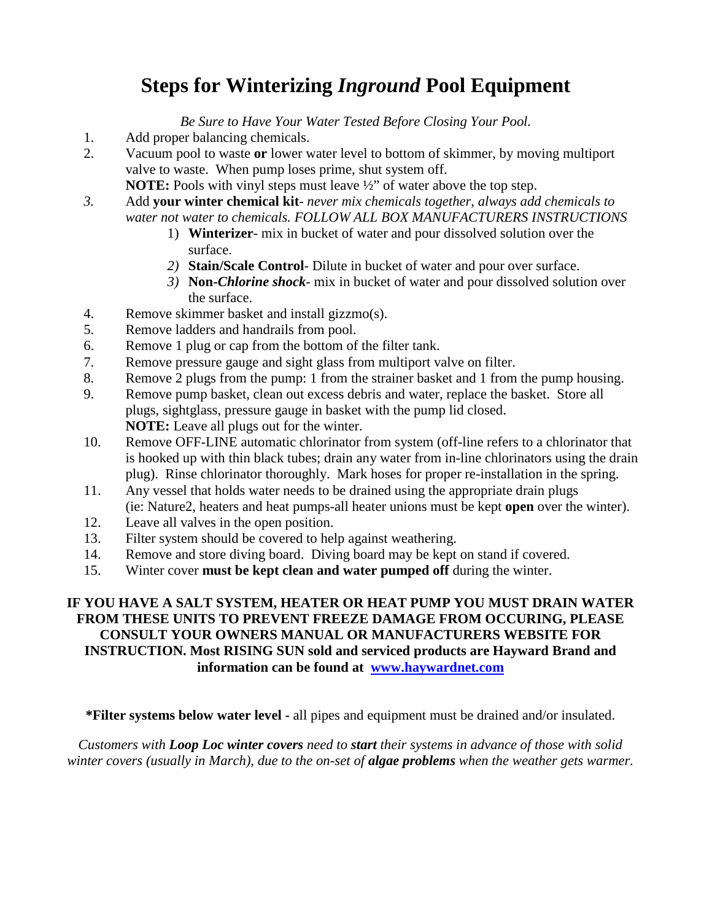# Steps for Winterizing *Inground* Pool Equipment

*Be Sure to Have Your Water Tested Before Closing Your Pool.*

1. Add proper balancing chemicals.
2. Vacuum pool to waste **or** lower water level to bottom of skimmer, by moving multiport valve to waste. When pump loses prime, shut system off.
   **NOTE:** Pools with vinyl steps must leave ½" of water above the top step.
3. Add **your winter chemical kit**- *never mix chemicals together, always add chemicals to water not water to chemicals. FOLLOW ALL BOX MANUFACTURERS INSTRUCTIONS*
   1) **Winterizer**- mix in bucket of water and pour dissolved solution over the surface.
   2) **Stain/Scale Control**- Dilute in bucket of water and pour over surface.
   3) **Non-*Chlorine shock***- mix in bucket of water and pour dissolved solution over the surface.
4. Remove skimmer basket and install gizzmo(s).
5. Remove ladders and handrails from pool.
6. Remove 1 plug or cap from the bottom of the filter tank.
7. Remove pressure gauge and sight glass from multiport valve on filter.
8. Remove 2 plugs from the pump: 1 from the strainer basket and 1 from the pump housing.
9. Remove pump basket, clean out excess debris and water, replace the basket. Store all plugs, sightglass, pressure gauge in basket with the pump lid closed.
   **NOTE:** Leave all plugs out for the winter.
10. Remove OFF-LINE automatic chlorinator from system (off-line refers to a chlorinator that is hooked up with thin black tubes; drain any water from in-line chlorinators using the drain plug). Rinse chlorinator thoroughly. Mark hoses for proper re-installation in the spring.
11. Any vessel that holds water needs to be drained using the appropriate drain plugs (ie: Nature2, heaters and heat pumps-all heater unions must be kept **open** over the winter).
12. Leave all valves in the open position.
13. Filter system should be covered to help against weathering.
14. Remove and store diving board. Diving board may be kept on stand if covered.
15. Winter cover **must be kept clean and water pumped off** during the winter.

**IF YOU HAVE A SALT SYSTEM, HEATER OR HEAT PUMP YOU MUST DRAIN WATER FROM THESE UNITS TO PREVENT FREEZE DAMAGE FROM OCCURING, PLEASE CONSULT YOUR OWNERS MANUAL OR MANUFACTURERS WEBSITE FOR INSTRUCTION. Most RISING SUN sold and serviced products are Hayward Brand and information can be found at [www.haywardnet.com](http://www.haywardnet.com)**

**\*Filter systems below water level -** all pipes and equipment must be drained and/or insulated.

*Customers with **Loop Loc winter covers** need to **start** their systems in advance of those with solid winter covers (usually in March), due to the on-set of **algae problems** when the weather gets warmer.*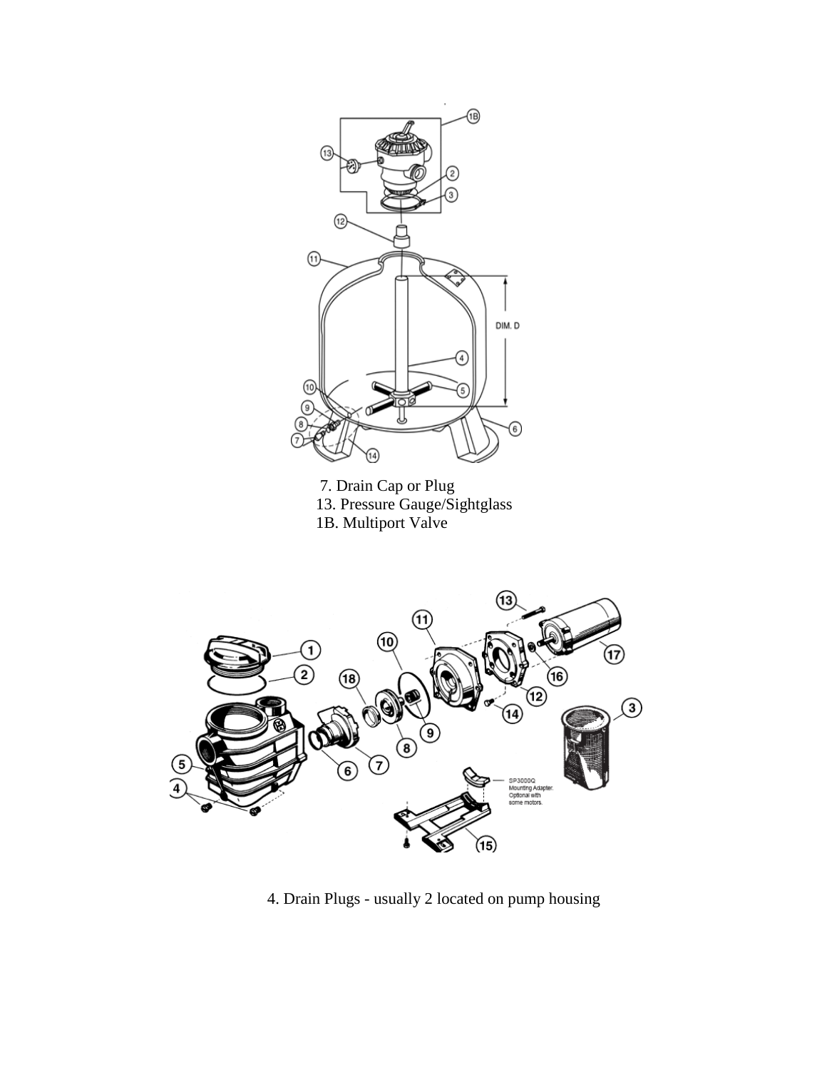7. Drain Cap or Plug
13. Pressure Gauge/Sightglass
1B. Multiport Valve

4. Drain Plugs - usually 2 located on pump housing